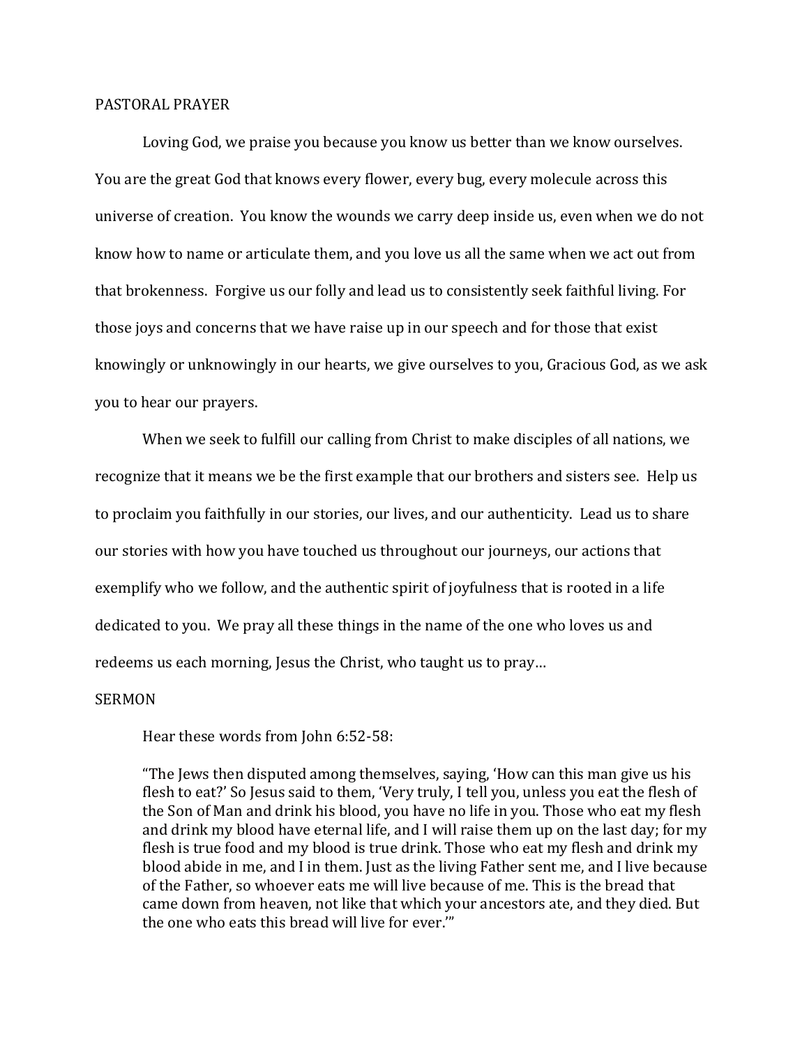## PASTORAL PRAYER

Loving God, we praise you because you know us better than we know ourselves. You are the great God that knows every flower, every bug, every molecule across this universe of creation. You know the wounds we carry deep inside us, even when we do not know how to name or articulate them, and you love us all the same when we act out from that brokenness. Forgive us our folly and lead us to consistently seek faithful living. For those joys and concerns that we have raise up in our speech and for those that exist knowingly or unknowingly in our hearts, we give ourselves to you, Gracious God, as we ask you to hear our prayers.

When we seek to fulfill our calling from Christ to make disciples of all nations, we recognize that it means we be the first example that our brothers and sisters see. Help us to proclaim you faithfully in our stories, our lives, and our authenticity. Lead us to share our stories with how you have touched us throughout our journeys, our actions that exemplify who we follow, and the authentic spirit of joyfulness that is rooted in a life dedicated to you. We pray all these things in the name of the one who loves us and redeems us each morning, Jesus the Christ, who taught us to pray…

## SERMON

Hear these words from John 6:52-58:

> "The Jews then disputed among themselves, saying, 'How can this man give us his flesh to eat?' So Jesus said to them, 'Very truly, I tell you, unless you eat the flesh of the Son of Man and drink his blood, you have no life in you. Those who eat my flesh and drink my blood have eternal life, and I will raise them up on the last day; for my flesh is true food and my blood is true drink. Those who eat my flesh and drink my blood abide in me, and I in them. Just as the living Father sent me, and I live because of the Father, so whoever eats me will live because of me. This is the bread that came down from heaven, not like that which your ancestors ate, and they died. But the one who eats this bread will live for ever.'"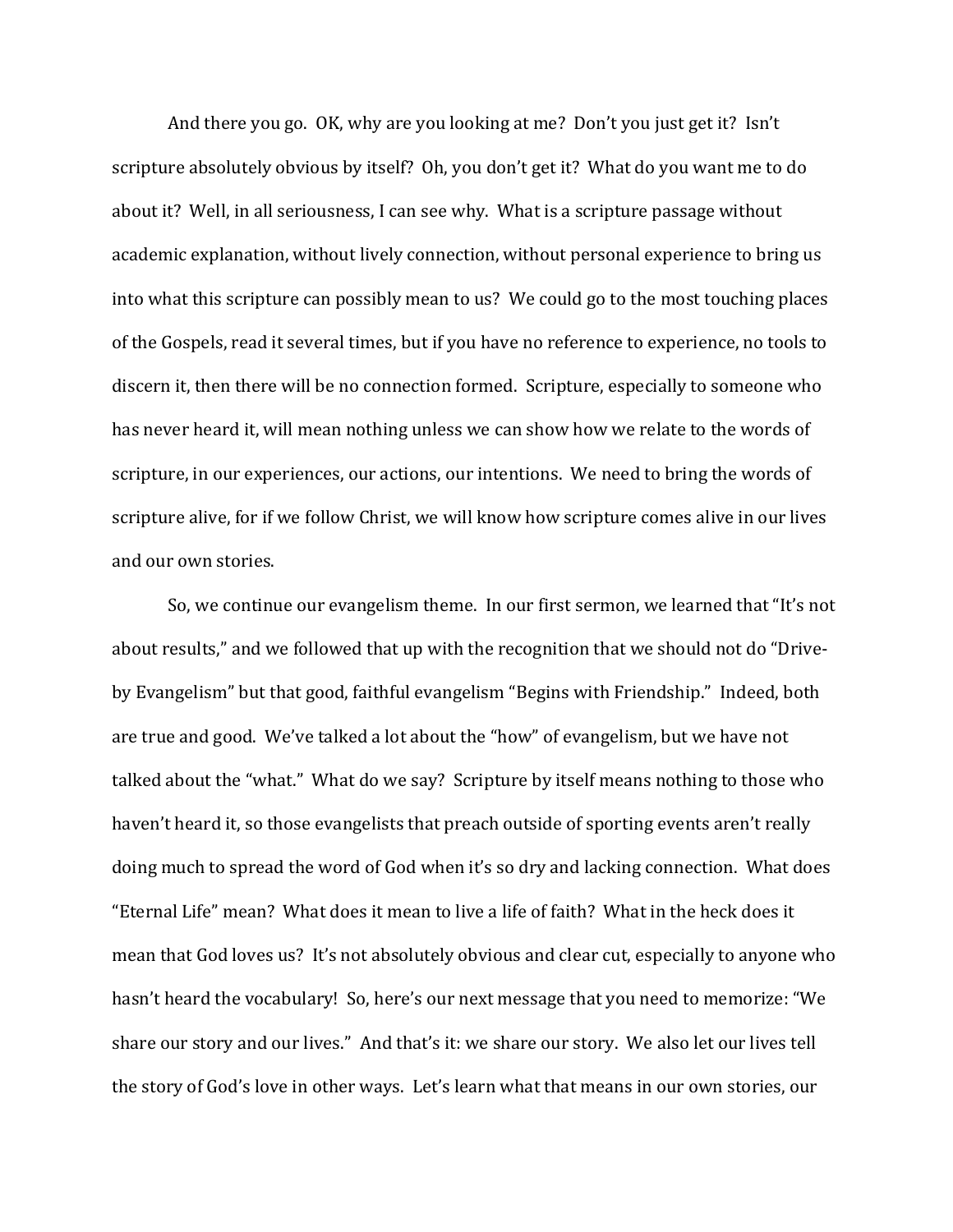And there you go. OK, why are you looking at me? Don't you just get it? Isn't scripture absolutely obvious by itself? Oh, you don't get it? What do you want me to do about it? Well, in all seriousness, I can see why. What is a scripture passage without academic explanation, without lively connection, without personal experience to bring us into what this scripture can possibly mean to us? We could go to the most touching places of the Gospels, read it several times, but if you have no reference to experience, no tools to discern it, then there will be no connection formed. Scripture, especially to someone who has never heard it, will mean nothing unless we can show how we relate to the words of scripture, in our experiences, our actions, our intentions. We need to bring the words of scripture alive, for if we follow Christ, we will know how scripture comes alive in our lives and our own stories.

So, we continue our evangelism theme. In our first sermon, we learned that "It's not about results," and we followed that up with the recognition that we should not do "Drive-by Evangelism" but that good, faithful evangelism "Begins with Friendship." Indeed, both are true and good. We've talked a lot about the "how" of evangelism, but we have not talked about the "what." What do we say? Scripture by itself means nothing to those who haven't heard it, so those evangelists that preach outside of sporting events aren't really doing much to spread the word of God when it's so dry and lacking connection. What does "Eternal Life" mean? What does it mean to live a life of faith? What in the heck does it mean that God loves us? It's not absolutely obvious and clear cut, especially to anyone who hasn't heard the vocabulary! So, here's our next message that you need to memorize: "We share our story and our lives." And that's it: we share our story. We also let our lives tell the story of God's love in other ways. Let's learn what that means in our own stories, our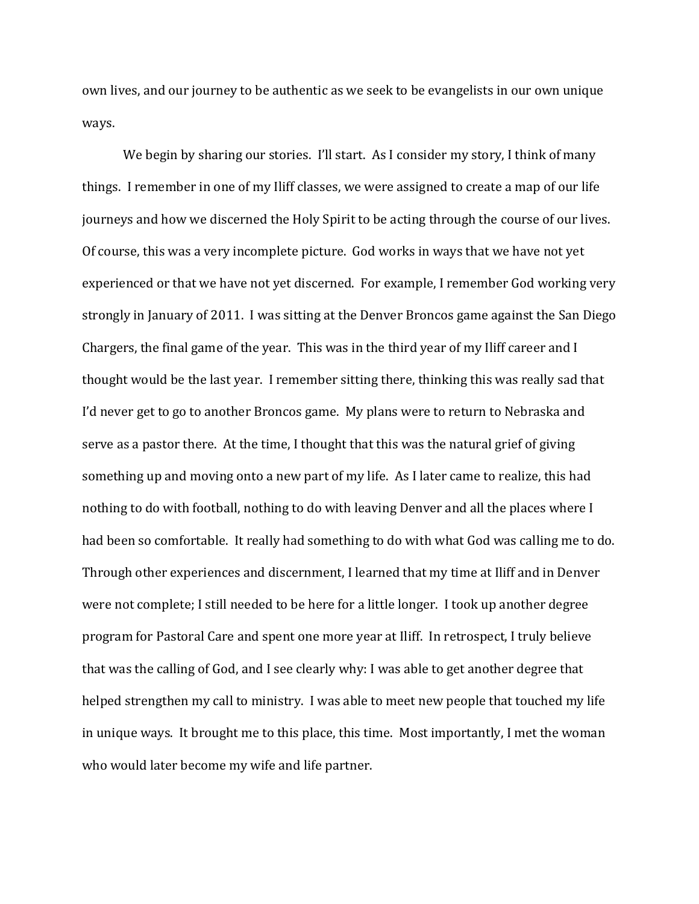own lives, and our journey to be authentic as we seek to be evangelists in our own unique ways.

We begin by sharing our stories. I'll start. As I consider my story, I think of many things. I remember in one of my Iliff classes, we were assigned to create a map of our life journeys and how we discerned the Holy Spirit to be acting through the course of our lives. Of course, this was a very incomplete picture. God works in ways that we have not yet experienced or that we have not yet discerned. For example, I remember God working very strongly in January of 2011. I was sitting at the Denver Broncos game against the San Diego Chargers, the final game of the year. This was in the third year of my Iliff career and I thought would be the last year. I remember sitting there, thinking this was really sad that I'd never get to go to another Broncos game. My plans were to return to Nebraska and serve as a pastor there. At the time, I thought that this was the natural grief of giving something up and moving onto a new part of my life. As I later came to realize, this had nothing to do with football, nothing to do with leaving Denver and all the places where I had been so comfortable. It really had something to do with what God was calling me to do. Through other experiences and discernment, I learned that my time at Iliff and in Denver were not complete; I still needed to be here for a little longer. I took up another degree program for Pastoral Care and spent one more year at Iliff. In retrospect, I truly believe that was the calling of God, and I see clearly why: I was able to get another degree that helped strengthen my call to ministry. I was able to meet new people that touched my life in unique ways. It brought me to this place, this time. Most importantly, I met the woman who would later become my wife and life partner.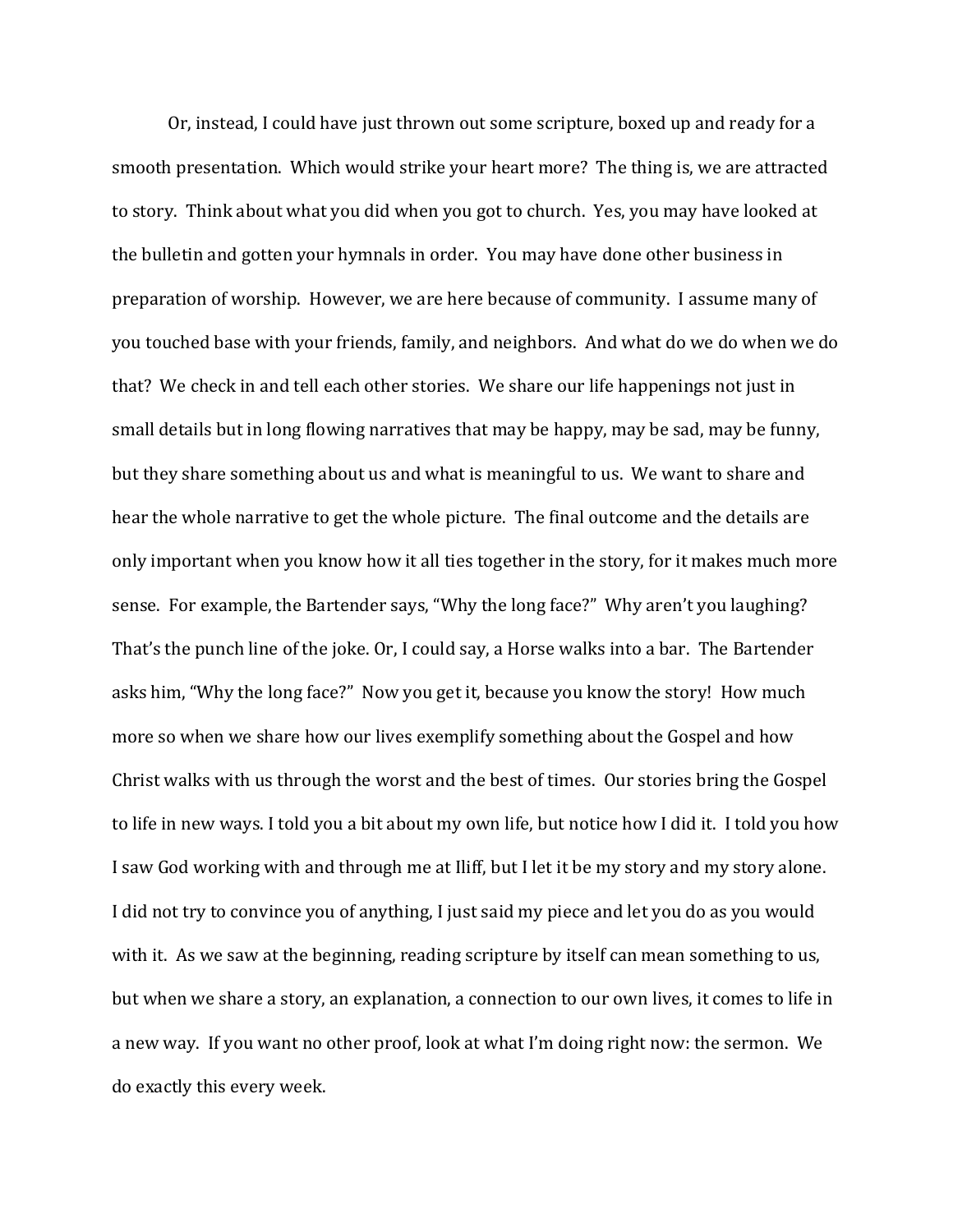Or, instead, I could have just thrown out some scripture, boxed up and ready for a smooth presentation. Which would strike your heart more? The thing is, we are attracted to story. Think about what you did when you got to church. Yes, you may have looked at the bulletin and gotten your hymnals in order. You may have done other business in preparation of worship. However, we are here because of community. I assume many of you touched base with your friends, family, and neighbors. And what do we do when we do that? We check in and tell each other stories. We share our life happenings not just in small details but in long flowing narratives that may be happy, may be sad, may be funny, but they share something about us and what is meaningful to us. We want to share and hear the whole narrative to get the whole picture. The final outcome and the details are only important when you know how it all ties together in the story, for it makes much more sense. For example, the Bartender says, "Why the long face?" Why aren't you laughing? That's the punch line of the joke. Or, I could say, a Horse walks into a bar. The Bartender asks him, "Why the long face?" Now you get it, because you know the story! How much more so when we share how our lives exemplify something about the Gospel and how Christ walks with us through the worst and the best of times. Our stories bring the Gospel to life in new ways. I told you a bit about my own life, but notice how I did it. I told you how I saw God working with and through me at Iliff, but I let it be my story and my story alone. I did not try to convince you of anything, I just said my piece and let you do as you would with it. As we saw at the beginning, reading scripture by itself can mean something to us, but when we share a story, an explanation, a connection to our own lives, it comes to life in a new way. If you want no other proof, look at what I'm doing right now: the sermon. We do exactly this every week.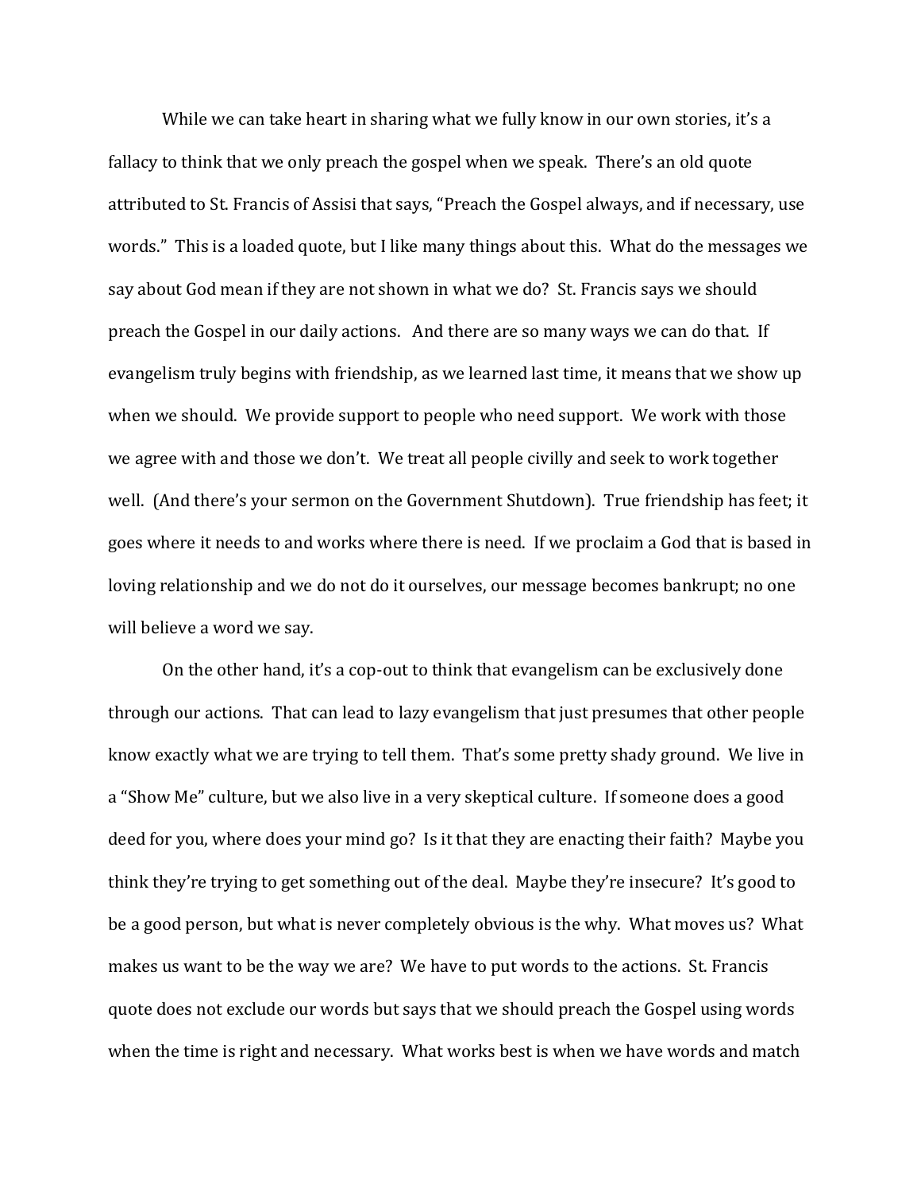While we can take heart in sharing what we fully know in our own stories, it's a fallacy to think that we only preach the gospel when we speak. There's an old quote attributed to St. Francis of Assisi that says, "Preach the Gospel always, and if necessary, use words." This is a loaded quote, but I like many things about this. What do the messages we say about God mean if they are not shown in what we do? St. Francis says we should preach the Gospel in our daily actions. And there are so many ways we can do that. If evangelism truly begins with friendship, as we learned last time, it means that we show up when we should. We provide support to people who need support. We work with those we agree with and those we don't. We treat all people civilly and seek to work together well. (And there's your sermon on the Government Shutdown). True friendship has feet; it goes where it needs to and works where there is need. If we proclaim a God that is based in loving relationship and we do not do it ourselves, our message becomes bankrupt; no one will believe a word we say.

On the other hand, it's a cop-out to think that evangelism can be exclusively done through our actions. That can lead to lazy evangelism that just presumes that other people know exactly what we are trying to tell them. That's some pretty shady ground. We live in a "Show Me" culture, but we also live in a very skeptical culture. If someone does a good deed for you, where does your mind go? Is it that they are enacting their faith? Maybe you think they're trying to get something out of the deal. Maybe they're insecure? It's good to be a good person, but what is never completely obvious is the why. What moves us? What makes us want to be the way we are? We have to put words to the actions. St. Francis quote does not exclude our words but says that we should preach the Gospel using words when the time is right and necessary. What works best is when we have words and match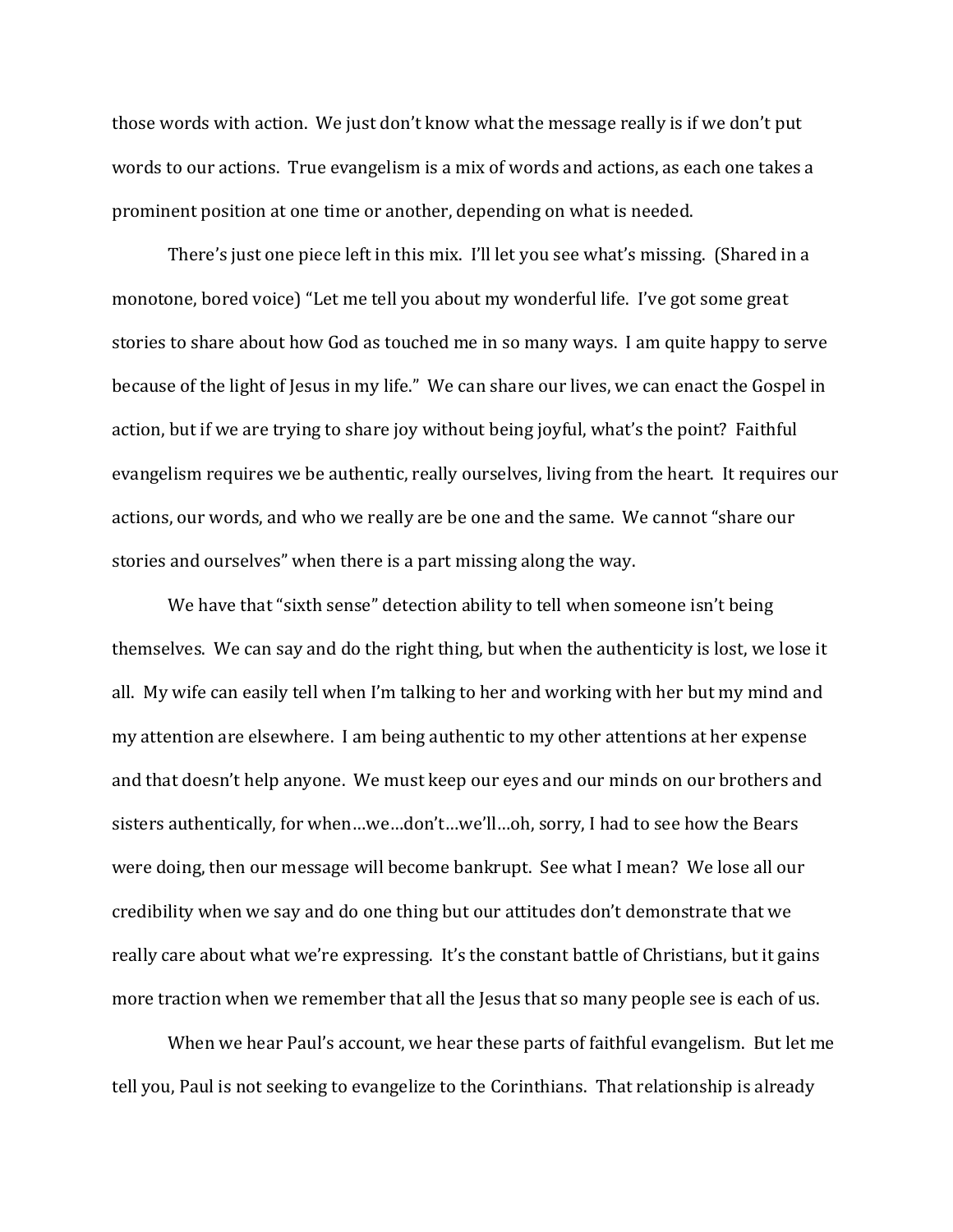those words with action. We just don't know what the message really is if we don't put words to our actions. True evangelism is a mix of words and actions, as each one takes a prominent position at one time or another, depending on what is needed.

There's just one piece left in this mix. I'll let you see what's missing. (Shared in a monotone, bored voice) "Let me tell you about my wonderful life. I've got some great stories to share about how God as touched me in so many ways. I am quite happy to serve because of the light of Jesus in my life." We can share our lives, we can enact the Gospel in action, but if we are trying to share joy without being joyful, what's the point? Faithful evangelism requires we be authentic, really ourselves, living from the heart. It requires our actions, our words, and who we really are be one and the same. We cannot "share our stories and ourselves" when there is a part missing along the way.

We have that "sixth sense" detection ability to tell when someone isn't being themselves. We can say and do the right thing, but when the authenticity is lost, we lose it all. My wife can easily tell when I'm talking to her and working with her but my mind and my attention are elsewhere. I am being authentic to my other attentions at her expense and that doesn't help anyone. We must keep our eyes and our minds on our brothers and sisters authentically, for when…we…don't…we'll…oh, sorry, I had to see how the Bears were doing, then our message will become bankrupt. See what I mean? We lose all our credibility when we say and do one thing but our attitudes don't demonstrate that we really care about what we're expressing. It's the constant battle of Christians, but it gains more traction when we remember that all the Jesus that so many people see is each of us.

When we hear Paul's account, we hear these parts of faithful evangelism. But let me tell you, Paul is not seeking to evangelize to the Corinthians. That relationship is already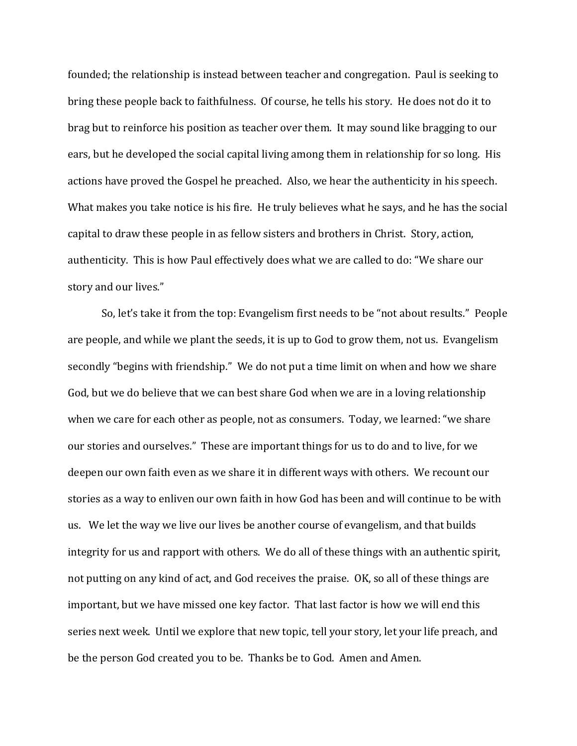founded; the relationship is instead between teacher and congregation. Paul is seeking to bring these people back to faithfulness. Of course, he tells his story. He does not do it to brag but to reinforce his position as teacher over them. It may sound like bragging to our ears, but he developed the social capital living among them in relationship for so long. His actions have proved the Gospel he preached. Also, we hear the authenticity in his speech. What makes you take notice is his fire. He truly believes what he says, and he has the social capital to draw these people in as fellow sisters and brothers in Christ. Story, action, authenticity. This is how Paul effectively does what we are called to do: "We share our story and our lives."

So, let's take it from the top: Evangelism first needs to be "not about results." People are people, and while we plant the seeds, it is up to God to grow them, not us. Evangelism secondly "begins with friendship." We do not put a time limit on when and how we share God, but we do believe that we can best share God when we are in a loving relationship when we care for each other as people, not as consumers. Today, we learned: "we share our stories and ourselves." These are important things for us to do and to live, for we deepen our own faith even as we share it in different ways with others. We recount our stories as a way to enliven our own faith in how God has been and will continue to be with us. We let the way we live our lives be another course of evangelism, and that builds integrity for us and rapport with others. We do all of these things with an authentic spirit, not putting on any kind of act, and God receives the praise. OK, so all of these things are important, but we have missed one key factor. That last factor is how we will end this series next week. Until we explore that new topic, tell your story, let your life preach, and be the person God created you to be. Thanks be to God. Amen and Amen.